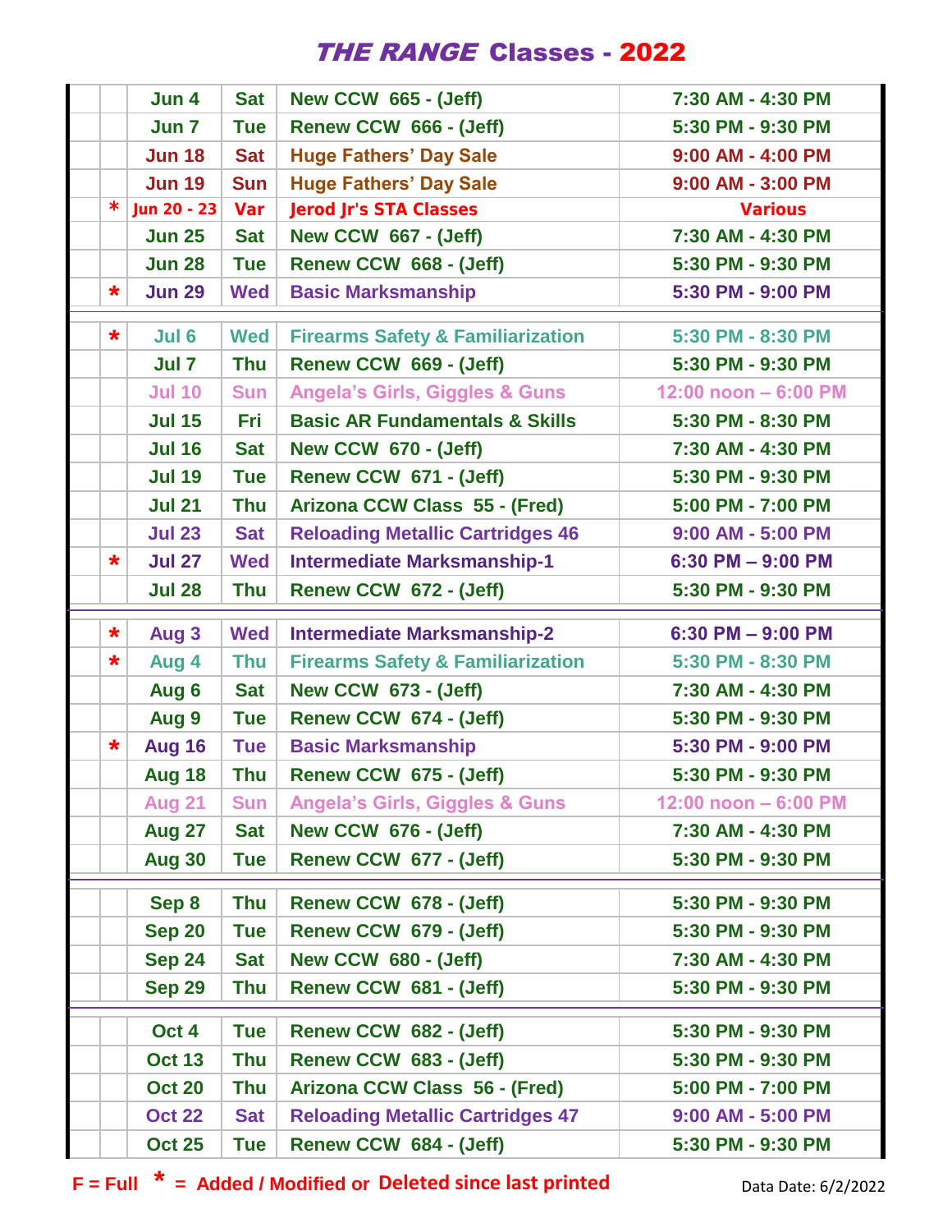# *THE RANGE* Classes - 2022

| | | Date | Day | Class | Time |
|---|---|---|---|---|---|
| | | Jun 4 | Sat | New CCW 665 - (Jeff) | 7:30 AM - 4:30 PM |
| | | Jun 7 | Tue | Renew CCW 666 - (Jeff) | 5:30 PM - 9:30 PM |
| | | Jun 18 | Sat | Huge Fathers' Day Sale | 9:00 AM - 4:00 PM |
| | | Jun 19 | Sun | Huge Fathers' Day Sale | 9:00 AM - 3:00 PM |
| | * | Jun 20 - 23 | Var | Jerod Jr's STA Classes | Various |
| | | Jun 25 | Sat | New CCW 667 - (Jeff) | 7:30 AM - 4:30 PM |
| | | Jun 28 | Tue | Renew CCW 668 - (Jeff) | 5:30 PM - 9:30 PM |
| | * | Jun 29 | Wed | Basic Marksmanship | 5:30 PM - 9:00 PM |
| | * | Jul 6 | Wed | Firearms Safety & Familiarization | 5:30 PM - 8:30 PM |
| | | Jul 7 | Thu | Renew CCW 669 - (Jeff) | 5:30 PM - 9:30 PM |
| | | Jul 10 | Sun | Angela's Girls, Giggles & Guns | 12:00 noon – 6:00 PM |
| | | Jul 15 | Fri | Basic AR Fundamentals & Skills | 5:30 PM - 8:30 PM |
| | | Jul 16 | Sat | New CCW 670 - (Jeff) | 7:30 AM - 4:30 PM |
| | | Jul 19 | Tue | Renew CCW 671 - (Jeff) | 5:30 PM - 9:30 PM |
| | | Jul 21 | Thu | Arizona CCW Class 55 - (Fred) | 5:00 PM - 7:00 PM |
| | | Jul 23 | Sat | Reloading Metallic Cartridges 46 | 9:00 AM - 5:00 PM |
| | * | Jul 27 | Wed | Intermediate Marksmanship-1 | 6:30 PM – 9:00 PM |
| | | Jul 28 | Thu | Renew CCW 672 - (Jeff) | 5:30 PM - 9:30 PM |
| | * | Aug 3 | Wed | Intermediate Marksmanship-2 | 6:30 PM – 9:00 PM |
| | * | Aug 4 | Thu | Firearms Safety & Familiarization | 5:30 PM - 8:30 PM |
| | | Aug 6 | Sat | New CCW 673 - (Jeff) | 7:30 AM - 4:30 PM |
| | | Aug 9 | Tue | Renew CCW 674 - (Jeff) | 5:30 PM - 9:30 PM |
| | * | Aug 16 | Tue | Basic Marksmanship | 5:30 PM - 9:00 PM |
| | | Aug 18 | Thu | Renew CCW 675 - (Jeff) | 5:30 PM - 9:30 PM |
| | | Aug 21 | Sun | Angela's Girls, Giggles & Guns | 12:00 noon – 6:00 PM |
| | | Aug 27 | Sat | New CCW 676 - (Jeff) | 7:30 AM - 4:30 PM |
| | | Aug 30 | Tue | Renew CCW 677 - (Jeff) | 5:30 PM - 9:30 PM |
| | | Sep 8 | Thu | Renew CCW 678 - (Jeff) | 5:30 PM - 9:30 PM |
| | | Sep 20 | Tue | Renew CCW 679 - (Jeff) | 5:30 PM - 9:30 PM |
| | | Sep 24 | Sat | New CCW 680 - (Jeff) | 7:30 AM - 4:30 PM |
| | | Sep 29 | Thu | Renew CCW 681 - (Jeff) | 5:30 PM - 9:30 PM |
| | | Oct 4 | Tue | Renew CCW 682 - (Jeff) | 5:30 PM - 9:30 PM |
| | | Oct 13 | Thu | Renew CCW 683 - (Jeff) | 5:30 PM - 9:30 PM |
| | | Oct 20 | Thu | Arizona CCW Class 56 - (Fred) | 5:00 PM - 7:00 PM |
| | | Oct 22 | Sat | Reloading Metallic Cartridges 47 | 9:00 AM - 5:00 PM |
| | | Oct 25 | Tue | Renew CCW 684 - (Jeff) | 5:30 PM - 9:30 PM |

F = Full * = Added / Modified or Deleted since last printed

Data Date: 6/2/2022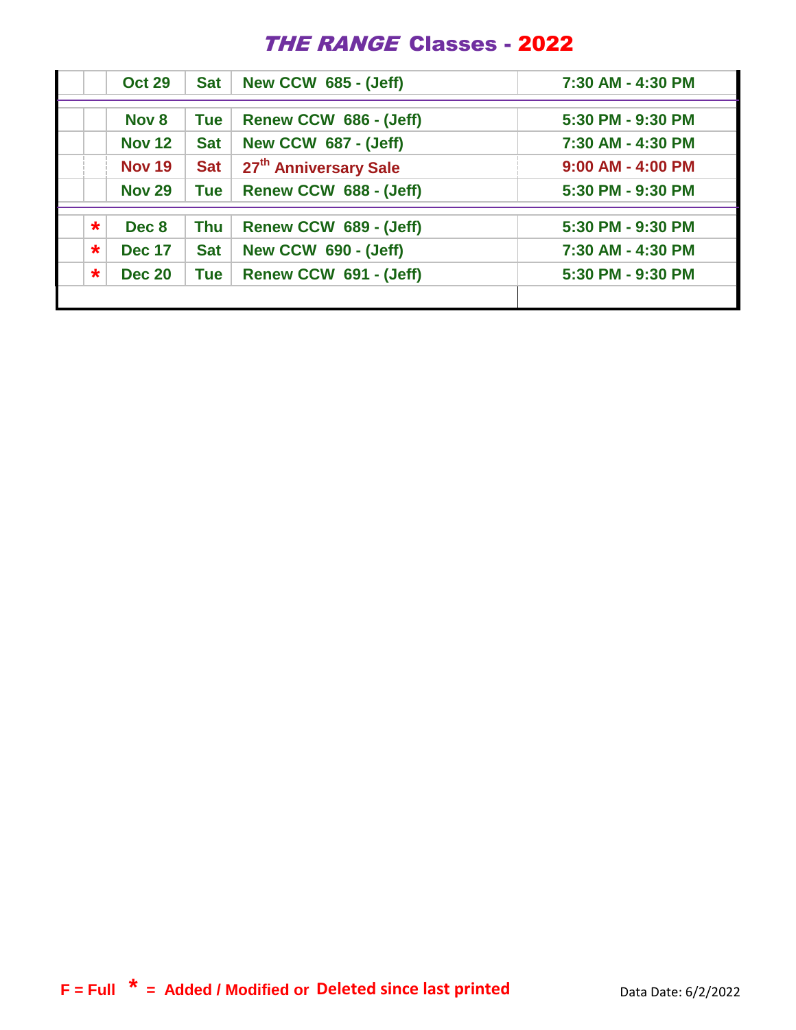# *THE RANGE* Classes - 2022

| | | | | |
|---|---|---|---|---|
| | Oct 29 | Sat | New CCW 685 - (Jeff) | 7:30 AM - 4:30 PM |
| | Nov 8 | Tue | Renew CCW 686 - (Jeff) | 5:30 PM - 9:30 PM |
| | Nov 12 | Sat | New CCW 687 - (Jeff) | 7:30 AM - 4:30 PM |
| | Nov 19 | Sat | 27th Anniversary Sale | 9:00 AM - 4:00 PM |
| | Nov 29 | Tue | Renew CCW 688 - (Jeff) | 5:30 PM - 9:30 PM |
| * | Dec 8 | Thu | Renew CCW 689 - (Jeff) | 5:30 PM - 9:30 PM |
| * | Dec 17 | Sat | New CCW 690 - (Jeff) | 7:30 AM - 4:30 PM |
| * | Dec 20 | Tue | Renew CCW 691 - (Jeff) | 5:30 PM - 9:30 PM |

F = Full * = Added / Modified or Deleted since last printed

Data Date: 6/2/2022